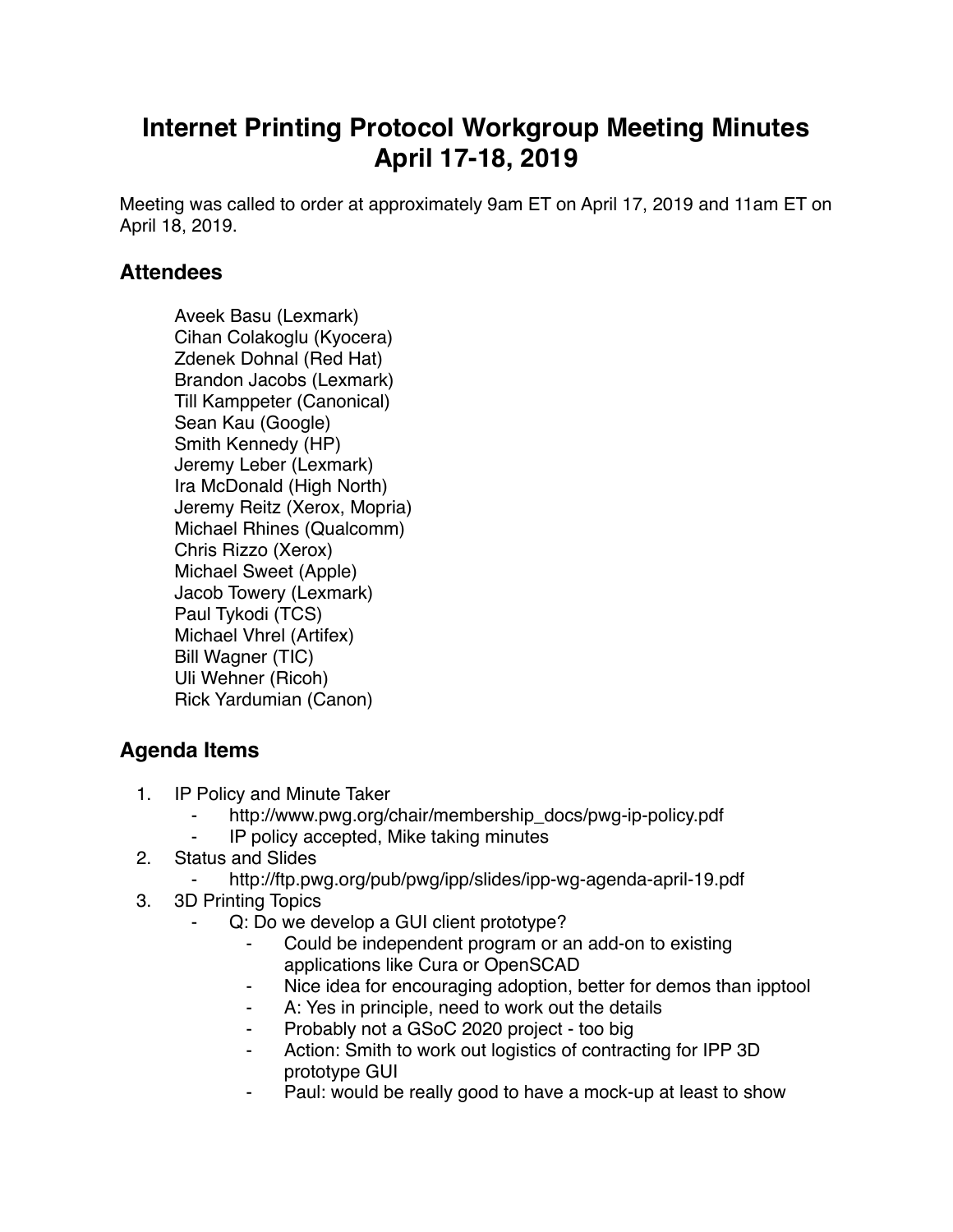# Internet Printing Protocol Workgroup Meeting Minutes April 17-18, 2019

Meeting was called to order at approximately 9am ET on April 17, 2019 and 11am ET on April 18, 2019.

## Attendees

Aveek Basu (Lexmark)
Cihan Colakoglu (Kyocera)
Zdenek Dohnal (Red Hat)
Brandon Jacobs (Lexmark)
Till Kamppeter (Canonical)
Sean Kau (Google)
Smith Kennedy (HP)
Jeremy Leber (Lexmark)
Ira McDonald (High North)
Jeremy Reitz (Xerox, Mopria)
Michael Rhines (Qualcomm)
Chris Rizzo (Xerox)
Michael Sweet (Apple)
Jacob Towery (Lexmark)
Paul Tykodi (TCS)
Michael Vhrel (Artifex)
Bill Wagner (TIC)
Uli Wehner (Ricoh)
Rick Yardumian (Canon)

## Agenda Items

1. IP Policy and Minute Taker
    - http://www.pwg.org/chair/membership_docs/pwg-ip-policy.pdf
    - IP policy accepted, Mike taking minutes
2. Status and Slides
    - http://ftp.pwg.org/pub/pwg/ipp/slides/ipp-wg-agenda-april-19.pdf
3. 3D Printing Topics
    - Q: Do we develop a GUI client prototype?
        - Could be independent program or an add-on to existing applications like Cura or OpenSCAD
        - Nice idea for encouraging adoption, better for demos than ipptool
        - A: Yes in principle, need to work out the details
        - Probably not a GSoC 2020 project - too big
        - Action: Smith to work out logistics of contracting for IPP 3D prototype GUI
        - Paul: would be really good to have a mock-up at least to show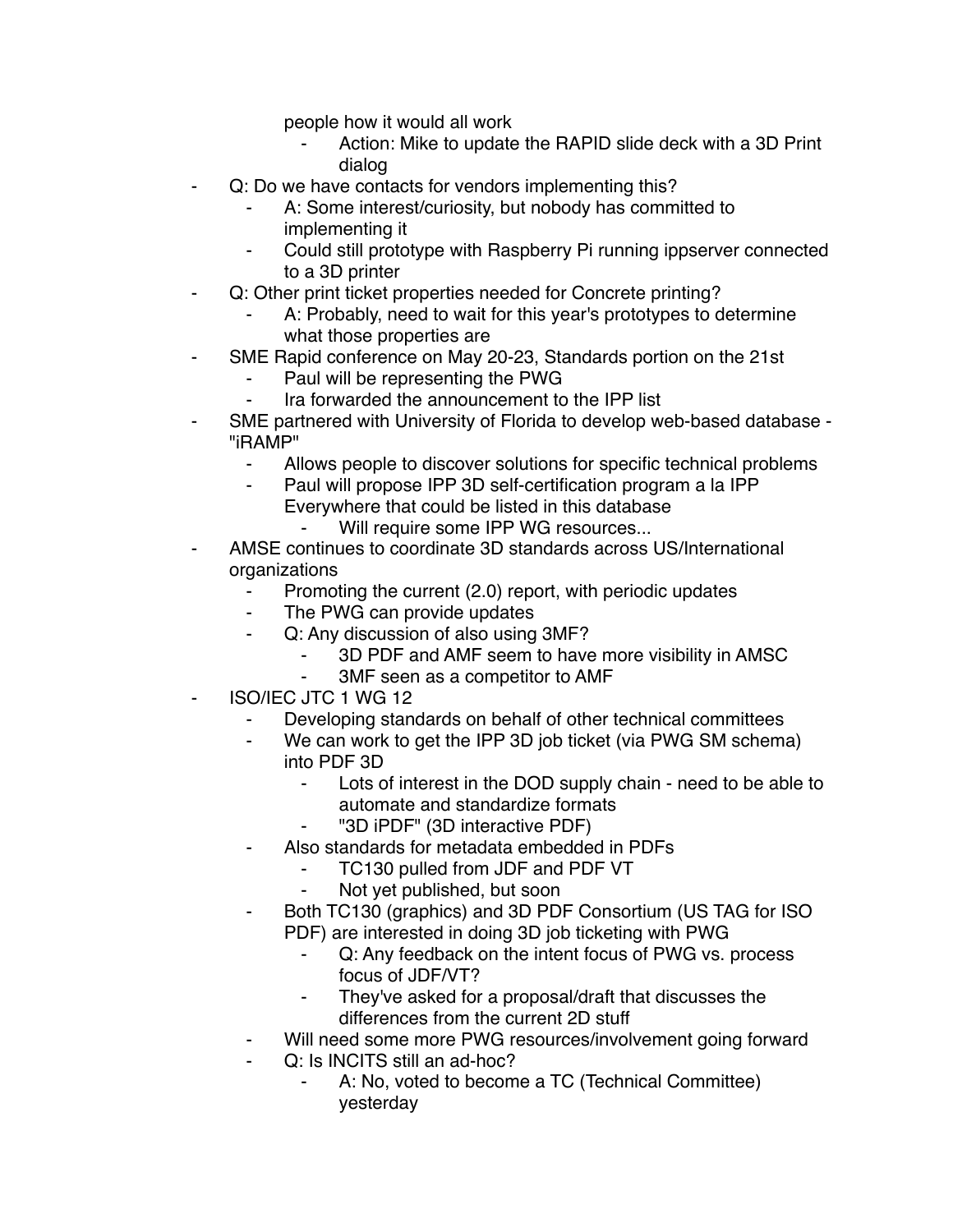people how it would all work
        - Action: Mike to update the RAPID slide deck with a 3D Print dialog
- Q: Do we have contacts for vendors implementing this?
    - A: Some interest/curiosity, but nobody has committed to implementing it
    - Could still prototype with Raspberry Pi running ippserver connected to a 3D printer
- Q: Other print ticket properties needed for Concrete printing?
    - A: Probably, need to wait for this year's prototypes to determine what those properties are
- SME Rapid conference on May 20-23, Standards portion on the 21st
    - Paul will be representing the PWG
    - Ira forwarded the announcement to the IPP list
- SME partnered with University of Florida to develop web-based database - "iRAMP"
    - Allows people to discover solutions for specific technical problems
    - Paul will propose IPP 3D self-certification program a la IPP Everywhere that could be listed in this database
        - Will require some IPP WG resources...
- AMSE continues to coordinate 3D standards across US/International organizations
    - Promoting the current (2.0) report, with periodic updates
    - The PWG can provide updates
    - Q: Any discussion of also using 3MF?
        - 3D PDF and AMF seem to have more visibility in AMSC
        - 3MF seen as a competitor to AMF
- ISO/IEC JTC 1 WG 12
    - Developing standards on behalf of other technical committees
    - We can work to get the IPP 3D job ticket (via PWG SM schema) into PDF 3D
        - Lots of interest in the DOD supply chain - need to be able to automate and standardize formats
        - "3D iPDF" (3D interactive PDF)
    - Also standards for metadata embedded in PDFs
        - TC130 pulled from JDF and PDF VT
        - Not yet published, but soon
    - Both TC130 (graphics) and 3D PDF Consortium (US TAG for ISO PDF) are interested in doing 3D job ticketing with PWG
        - Q: Any feedback on the intent focus of PWG vs. process focus of JDF/VT?
        - They've asked for a proposal/draft that discusses the differences from the current 2D stuff
    - Will need some more PWG resources/involvement going forward
    - Q: Is INCITS still an ad-hoc?
        - A: No, voted to become a TC (Technical Committee) yesterday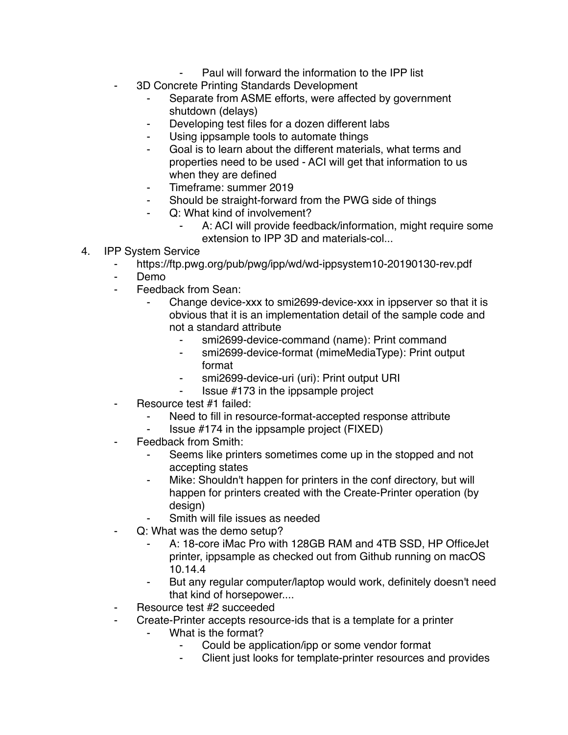- Paul will forward the information to the IPP list
    - 3D Concrete Printing Standards Development
        - Separate from ASME efforts, were affected by government shutdown (delays)
        - Developing test files for a dozen different labs
        - Using ippsample tools to automate things
        - Goal is to learn about the different materials, what terms and properties need to be used - ACI will get that information to us when they are defined
        - Timeframe: summer 2019
        - Should be straight-forward from the PWG side of things
        - Q: What kind of involvement?
            - A: ACI will provide feedback/information, might require some extension to IPP 3D and materials-col...

4. IPP System Service
    - https://ftp.pwg.org/pub/pwg/ipp/wd/wd-ippsystem10-20190130-rev.pdf
    - Demo
    - Feedback from Sean:
        - Change device-xxx to smi2699-device-xxx in ippserver so that it is obvious that it is an implementation detail of the sample code and not a standard attribute
            - smi2699-device-command (name): Print command
            - smi2699-device-format (mimeMediaType): Print output format
            - smi2699-device-uri (uri): Print output URI
            - Issue #173 in the ippsample project
    - Resource test #1 failed:
        - Need to fill in resource-format-accepted response attribute
        - Issue #174 in the ippsample project (FIXED)
    - Feedback from Smith:
        - Seems like printers sometimes come up in the stopped and not accepting states
        - Mike: Shouldn't happen for printers in the conf directory, but will happen for printers created with the Create-Printer operation (by design)
        - Smith will file issues as needed
    - Q: What was the demo setup?
        - A: 18-core iMac Pro with 128GB RAM and 4TB SSD, HP OfficeJet printer, ippsample as checked out from Github running on macOS 10.14.4
        - But any regular computer/laptop would work, definitely doesn't need that kind of horsepower....
    - Resource test #2 succeeded
    - Create-Printer accepts resource-ids that is a template for a printer
        - What is the format?
            - Could be application/ipp or some vendor format
            - Client just looks for template-printer resources and provides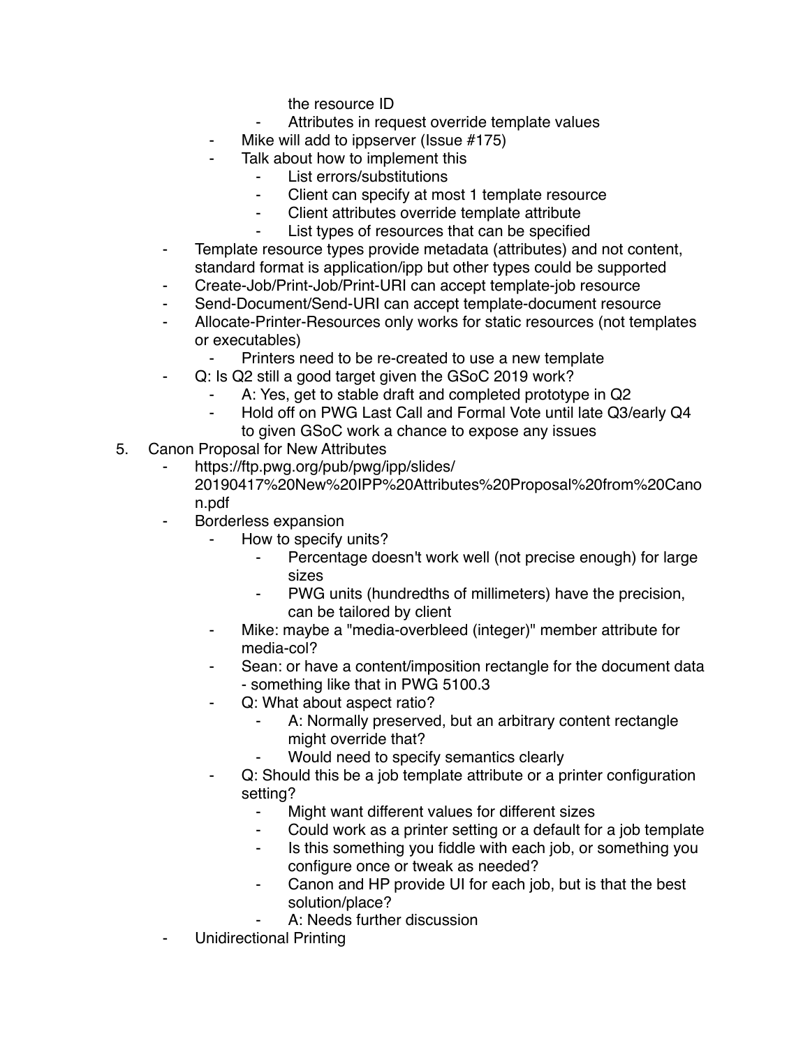- the resource ID
            - Attributes in request override template values
        - Mike will add to ippserver (Issue #175)
        - Talk about how to implement this
            - List errors/substitutions
            - Client can specify at most 1 template resource
            - Client attributes override template attribute
            - List types of resources that can be specified
    - Template resource types provide metadata (attributes) and not content, standard format is application/ipp but other types could be supported
    - Create-Job/Print-Job/Print-URI can accept template-job resource
    - Send-Document/Send-URI can accept template-document resource
    - Allocate-Printer-Resources only works for static resources (not templates or executables)
        - Printers need to be re-created to use a new template
    - Q: Is Q2 still a good target given the GSoC 2019 work?
        - A: Yes, get to stable draft and completed prototype in Q2
        - Hold off on PWG Last Call and Formal Vote until late Q3/early Q4 to given GSoC work a chance to expose any issues
5. Canon Proposal for New Attributes
    - https://ftp.pwg.org/pub/pwg/ipp/slides/20190417%20New%20IPP%20Attributes%20Proposal%20from%20Canon.pdf
    - Borderless expansion
        - How to specify units?
            - Percentage doesn't work well (not precise enough) for large sizes
            - PWG units (hundredths of millimeters) have the precision, can be tailored by client
        - Mike: maybe a "media-overbleed (integer)" member attribute for media-col?
        - Sean: or have a content/imposition rectangle for the document data - something like that in PWG 5100.3
        - Q: What about aspect ratio?
            - A: Normally preserved, but an arbitrary content rectangle might override that?
            - Would need to specify semantics clearly
        - Q: Should this be a job template attribute or a printer configuration setting?
            - Might want different values for different sizes
            - Could work as a printer setting or a default for a job template
            - Is this something you fiddle with each job, or something you configure once or tweak as needed?
            - Canon and HP provide UI for each job, but is that the best solution/place?
            - A: Needs further discussion
    - Unidirectional Printing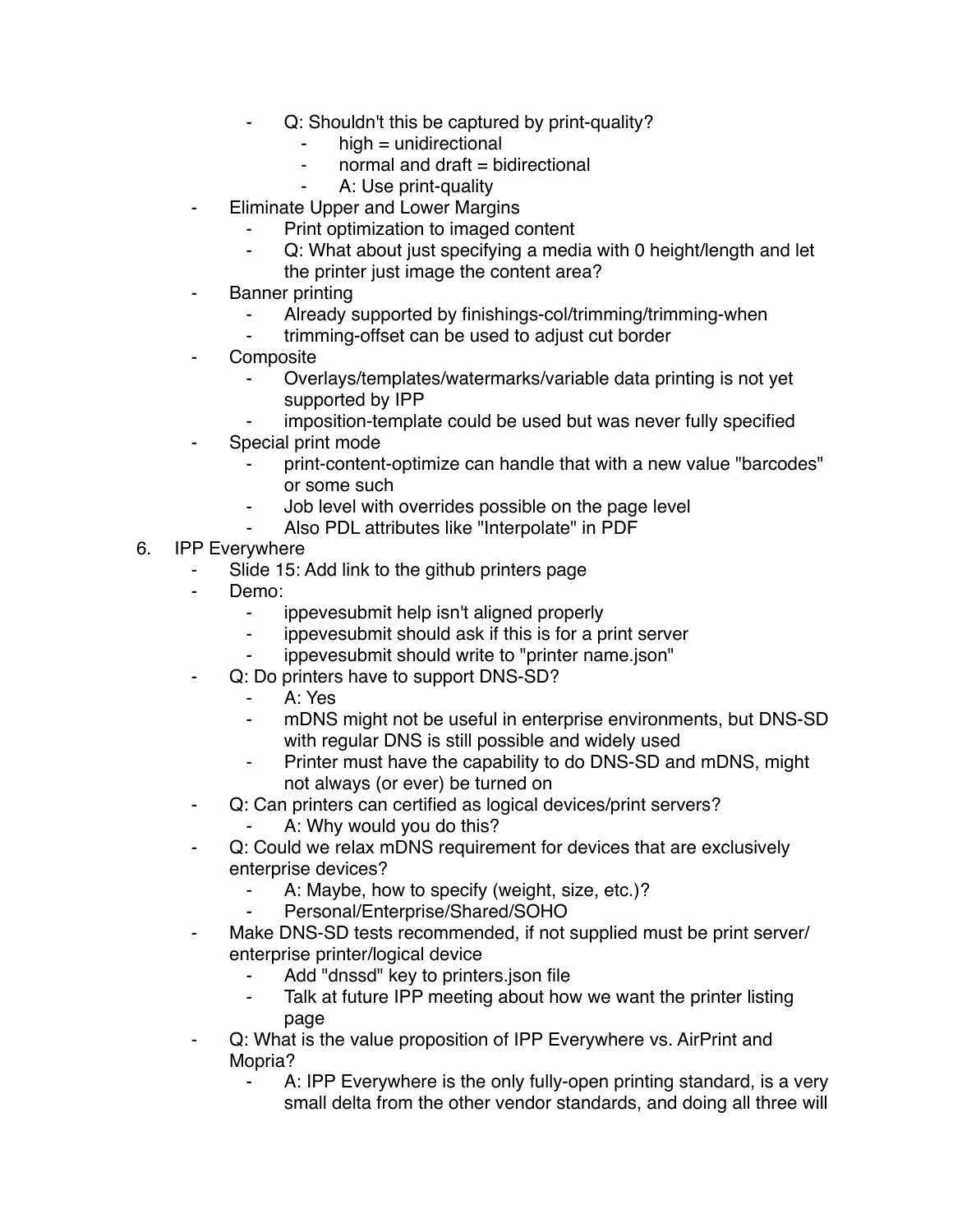- Q: Shouldn't this be captured by print-quality?
            - high = unidirectional
            - normal and draft = bidirectional
            - A: Use print-quality
    - Eliminate Upper and Lower Margins
        - Print optimization to imaged content
        - Q: What about just specifying a media with 0 height/length and let the printer just image the content area?
    - Banner printing
        - Already supported by finishings-col/trimming/trimming-when
        - trimming-offset can be used to adjust cut border
    - Composite
        - Overlays/templates/watermarks/variable data printing is not yet supported by IPP
        - imposition-template could be used but was never fully specified
    - Special print mode
        - print-content-optimize can handle that with a new value "barcodes" or some such
        - Job level with overrides possible on the page level
        - Also PDL attributes like "Interpolate" in PDF

6. IPP Everywhere
    - Slide 15: Add link to the github printers page
    - Demo:
        - ippevesubmit help isn't aligned properly
        - ippevesubmit should ask if this is for a print server
        - ippevesubmit should write to "printer name.json"
    - Q: Do printers have to support DNS-SD?
        - A: Yes
        - mDNS might not be useful in enterprise environments, but DNS-SD with regular DNS is still possible and widely used
        - Printer must have the capability to do DNS-SD and mDNS, might not always (or ever) be turned on
    - Q: Can printers can certified as logical devices/print servers?
        - A: Why would you do this?
    - Q: Could we relax mDNS requirement for devices that are exclusively enterprise devices?
        - A: Maybe, how to specify (weight, size, etc.)?
        - Personal/Enterprise/Shared/SOHO
    - Make DNS-SD tests recommended, if not supplied must be print server/ enterprise printer/logical device
        - Add "dnssd" key to printers.json file
        - Talk at future IPP meeting about how we want the printer listing page
    - Q: What is the value proposition of IPP Everywhere vs. AirPrint and Mopria?
        - A: IPP Everywhere is the only fully-open printing standard, is a very small delta from the other vendor standards, and doing all three will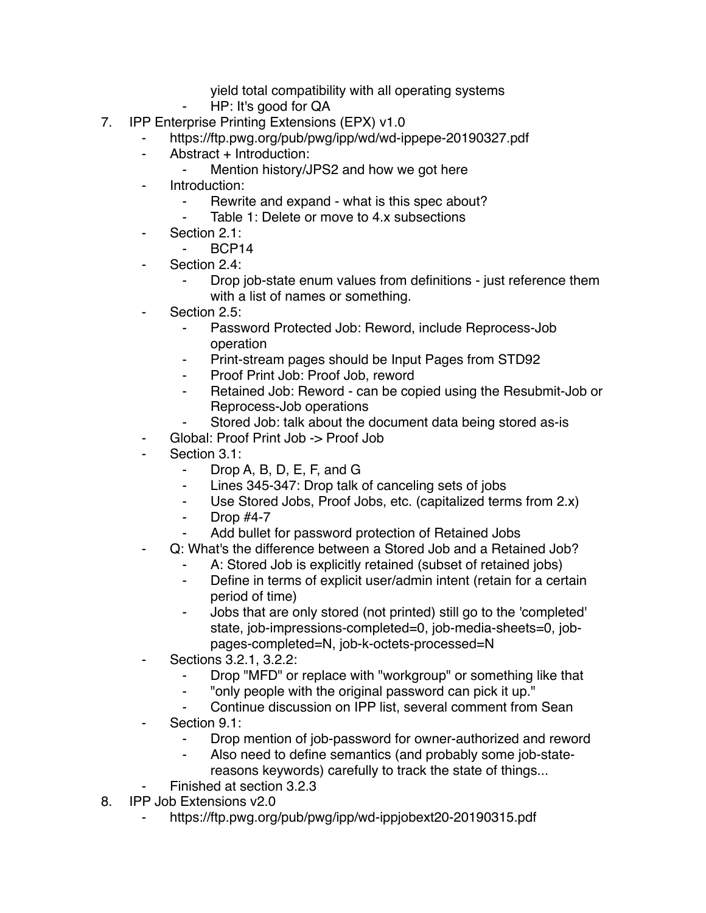yield total compatibility with all operating systems
    - HP: It's good for QA

7. IPP Enterprise Printing Extensions (EPX) v1.0
    - https://ftp.pwg.org/pub/pwg/ipp/wd/wd-ippepe-20190327.pdf
    - Abstract + Introduction:
        - Mention history/JPS2 and how we got here
    - Introduction:
        - Rewrite and expand - what is this spec about?
        - Table 1: Delete or move to 4.x subsections
    - Section 2.1:
        - BCP14
    - Section 2.4:
        - Drop job-state enum values from definitions - just reference them with a list of names or something.
    - Section 2.5:
        - Password Protected Job: Reword, include Reprocess-Job operation
        - Print-stream pages should be Input Pages from STD92
        - Proof Print Job: Proof Job, reword
        - Retained Job: Reword - can be copied using the Resubmit-Job or Reprocess-Job operations
        - Stored Job: talk about the document data being stored as-is
    - Global: Proof Print Job -> Proof Job
    - Section 3.1:
        - Drop A, B, D, E, F, and G
        - Lines 345-347: Drop talk of canceling sets of jobs
        - Use Stored Jobs, Proof Jobs, etc. (capitalized terms from 2.x)
        - Drop #4-7
        - Add bullet for password protection of Retained Jobs
    - Q: What's the difference between a Stored Job and a Retained Job?
        - A: Stored Job is explicitly retained (subset of retained jobs)
        - Define in terms of explicit user/admin intent (retain for a certain period of time)
        - Jobs that are only stored (not printed) still go to the 'completed' state, job-impressions-completed=0, job-media-sheets=0, job-pages-completed=N, job-k-octets-processed=N
    - Sections 3.2.1, 3.2.2:
        - Drop "MFD" or replace with "workgroup" or something like that
        - "only people with the original password can pick it up."
        - Continue discussion on IPP list, several comment from Sean
    - Section 9.1:
        - Drop mention of job-password for owner-authorized and reword
        - Also need to define semantics (and probably some job-state-reasons keywords) carefully to track the state of things...
    - Finished at section 3.2.3

8. IPP Job Extensions v2.0
    - https://ftp.pwg.org/pub/pwg/ipp/wd-ippjobext20-20190315.pdf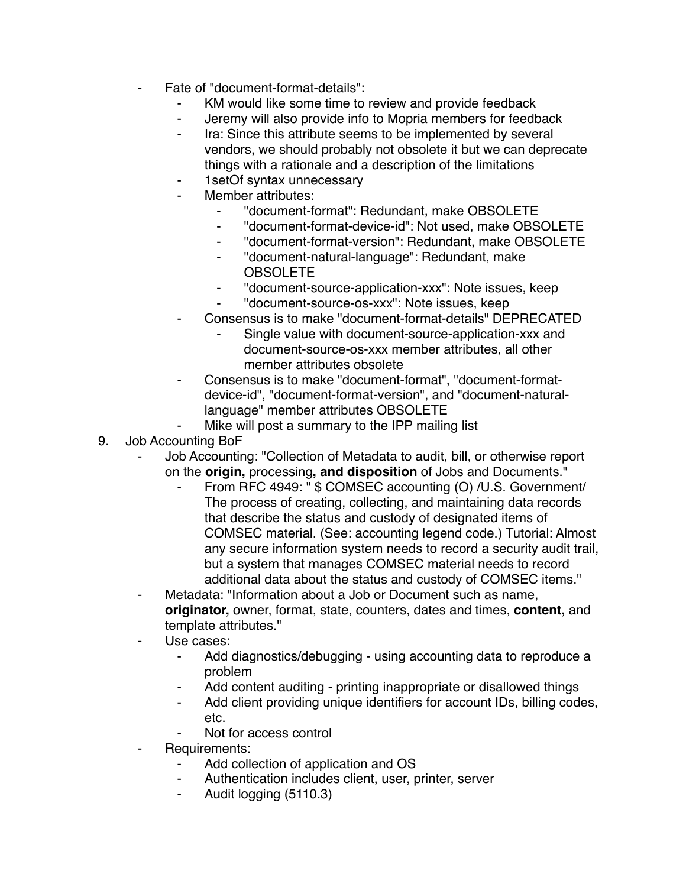- Fate of "document-format-details":
    - KM would like some time to review and provide feedback
    - Jeremy will also provide info to Mopria members for feedback
    - Ira: Since this attribute seems to be implemented by several vendors, we should probably not obsolete it but we can deprecate things with a rationale and a description of the limitations
    - 1setOf syntax unnecessary
    - Member attributes:
        - "document-format": Redundant, make OBSOLETE
        - "document-format-device-id": Not used, make OBSOLETE
        - "document-format-version": Redundant, make OBSOLETE
        - "document-natural-language": Redundant, make OBSOLETE
        - "document-source-application-xxx": Note issues, keep
        - "document-source-os-xxx": Note issues, keep
    - Consensus is to make "document-format-details" DEPRECATED
        - Single value with document-source-application-xxx and document-source-os-xxx member attributes, all other member attributes obsolete
    - Consensus is to make "document-format", "document-format-device-id", "document-format-version", and "document-natural-language" member attributes OBSOLETE
    - Mike will post a summary to the IPP mailing list

9. Job Accounting BoF
    - Job Accounting: "Collection of Metadata to audit, bill, or otherwise report on the **origin,** processing**, and disposition** of Jobs and Documents."
        - From RFC 4949: " $ COMSEC accounting (O) /U.S. Government/ The process of creating, collecting, and maintaining data records that describe the status and custody of designated items of COMSEC material. (See: accounting legend code.) Tutorial: Almost any secure information system needs to record a security audit trail, but a system that manages COMSEC material needs to record additional data about the status and custody of COMSEC items."
    - Metadata: "Information about a Job or Document such as name, **originator,** owner, format, state, counters, dates and times, **content,** and template attributes."
    - Use cases:
        - Add diagnostics/debugging - using accounting data to reproduce a problem
        - Add content auditing - printing inappropriate or disallowed things
        - Add client providing unique identifiers for account IDs, billing codes, etc.
        - Not for access control
    - Requirements:
        - Add collection of application and OS
        - Authentication includes client, user, printer, server
        - Audit logging (5110.3)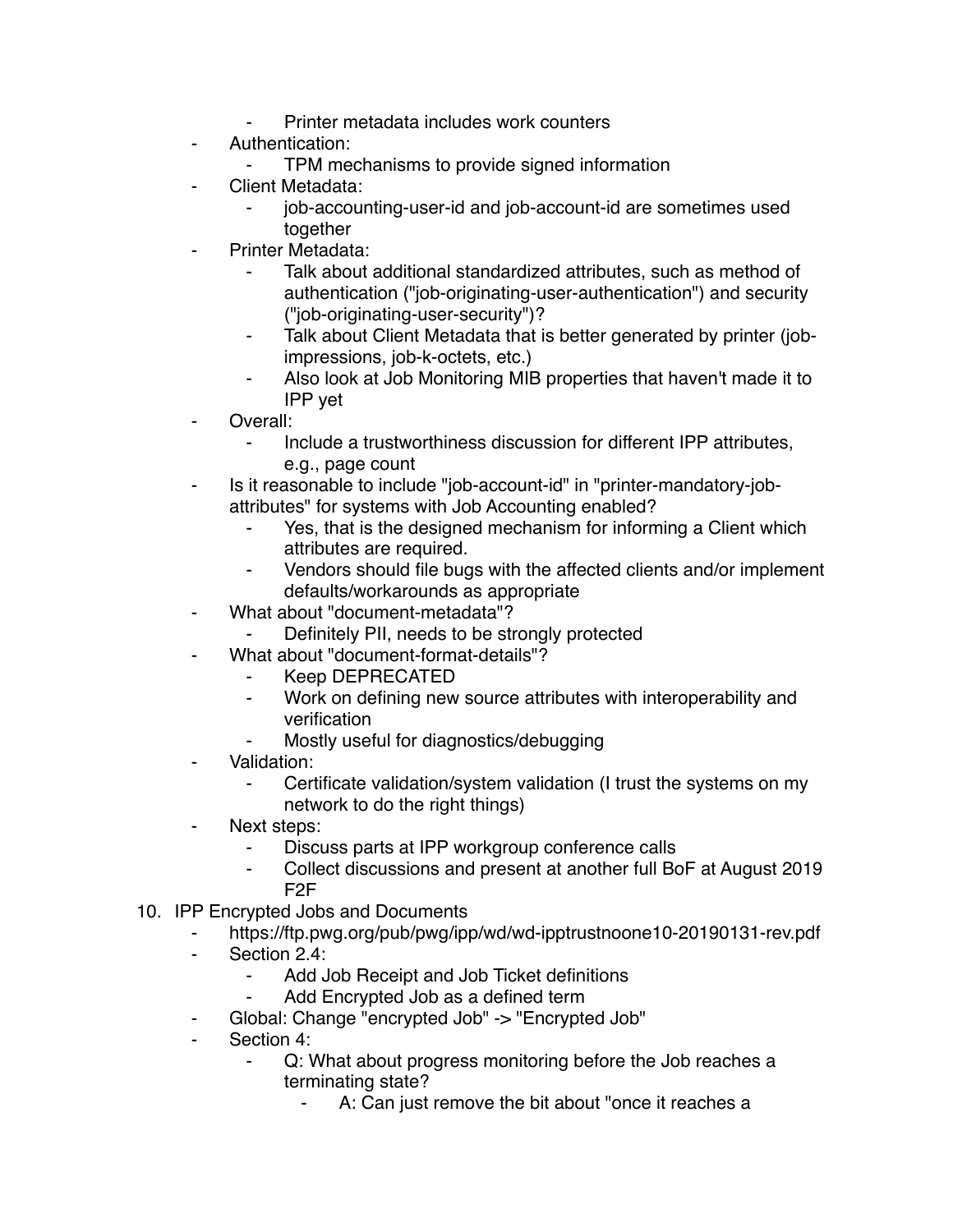- Printer metadata includes work counters
    - Authentication:
        - TPM mechanisms to provide signed information
    - Client Metadata:
        - job-accounting-user-id and job-account-id are sometimes used together
    - Printer Metadata:
        - Talk about additional standardized attributes, such as method of authentication ("job-originating-user-authentication") and security ("job-originating-user-security")?
        - Talk about Client Metadata that is better generated by printer (job-impressions, job-k-octets, etc.)
        - Also look at Job Monitoring MIB properties that haven't made it to IPP yet
    - Overall:
        - Include a trustworthiness discussion for different IPP attributes, e.g., page count
    - Is it reasonable to include "job-account-id" in "printer-mandatory-job-attributes" for systems with Job Accounting enabled?
        - Yes, that is the designed mechanism for informing a Client which attributes are required.
        - Vendors should file bugs with the affected clients and/or implement defaults/workarounds as appropriate
    - What about "document-metadata"?
        - Definitely PII, needs to be strongly protected
    - What about "document-format-details"?
        - Keep DEPRECATED
        - Work on defining new source attributes with interoperability and verification
        - Mostly useful for diagnostics/debugging
    - Validation:
        - Certificate validation/system validation (I trust the systems on my network to do the right things)
    - Next steps:
        - Discuss parts at IPP workgroup conference calls
        - Collect discussions and present at another full BoF at August 2019 F2F

10. IPP Encrypted Jobs and Documents
    - https://ftp.pwg.org/pub/pwg/ipp/wd/wd-ipptrustnoone10-20190131-rev.pdf
    - Section 2.4:
        - Add Job Receipt and Job Ticket definitions
        - Add Encrypted Job as a defined term
    - Global: Change "encrypted Job" -> "Encrypted Job"
    - Section 4:
        - Q: What about progress monitoring before the Job reaches a terminating state?
            - A: Can just remove the bit about "once it reaches a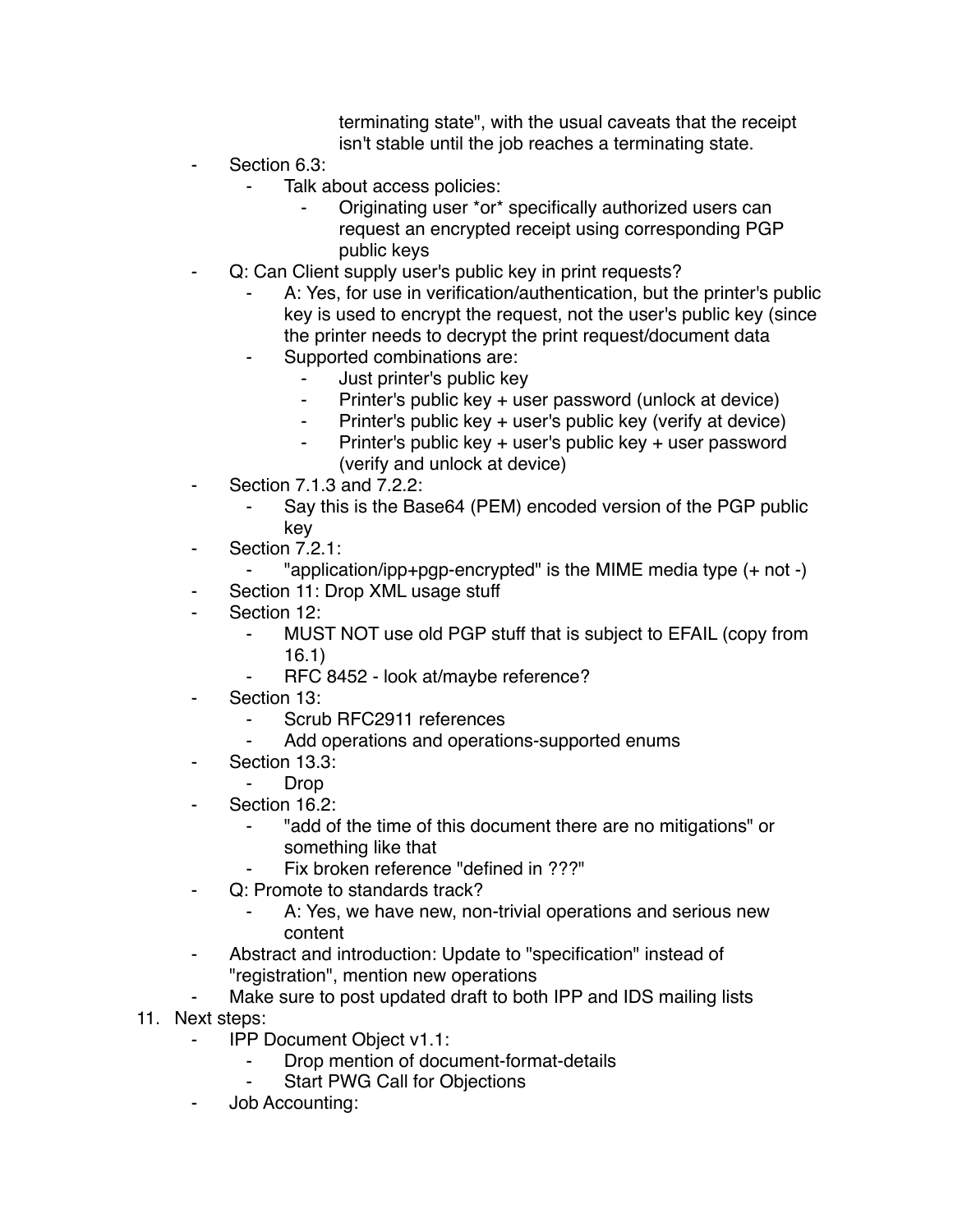terminating state", with the usual caveats that the receipt isn't stable until the job reaches a terminating state.

- Section 6.3:
    - Talk about access policies:
        - Originating user *or* specifically authorized users can request an encrypted receipt using corresponding PGP public keys
- Q: Can Client supply user's public key in print requests?
    - A: Yes, for use in verification/authentication, but the printer's public key is used to encrypt the request, not the user's public key (since the printer needs to decrypt the print request/document data
    - Supported combinations are:
        - Just printer's public key
        - Printer's public key + user password (unlock at device)
        - Printer's public key + user's public key (verify at device)
        - Printer's public key + user's public key + user password (verify and unlock at device)
- Section 7.1.3 and 7.2.2:
    - Say this is the Base64 (PEM) encoded version of the PGP public key
- Section 7.2.1:
    - "application/ipp+pgp-encrypted" is the MIME media type (+ not -)
- Section 11: Drop XML usage stuff
- Section 12:
    - MUST NOT use old PGP stuff that is subject to EFAIL (copy from 16.1)
    - RFC 8452 - look at/maybe reference?
- Section 13:
    - Scrub RFC2911 references
    - Add operations and operations-supported enums
- Section 13.3:
    - Drop
- Section 16.2:
    - "add of the time of this document there are no mitigations" or something like that
    - Fix broken reference "defined in ???"
- Q: Promote to standards track?
    - A: Yes, we have new, non-trivial operations and serious new content
- Abstract and introduction: Update to "specification" instead of "registration", mention new operations
- Make sure to post updated draft to both IPP and IDS mailing lists

11. Next steps:
    - IPP Document Object v1.1:
        - Drop mention of document-format-details
        - Start PWG Call for Objections
    - Job Accounting: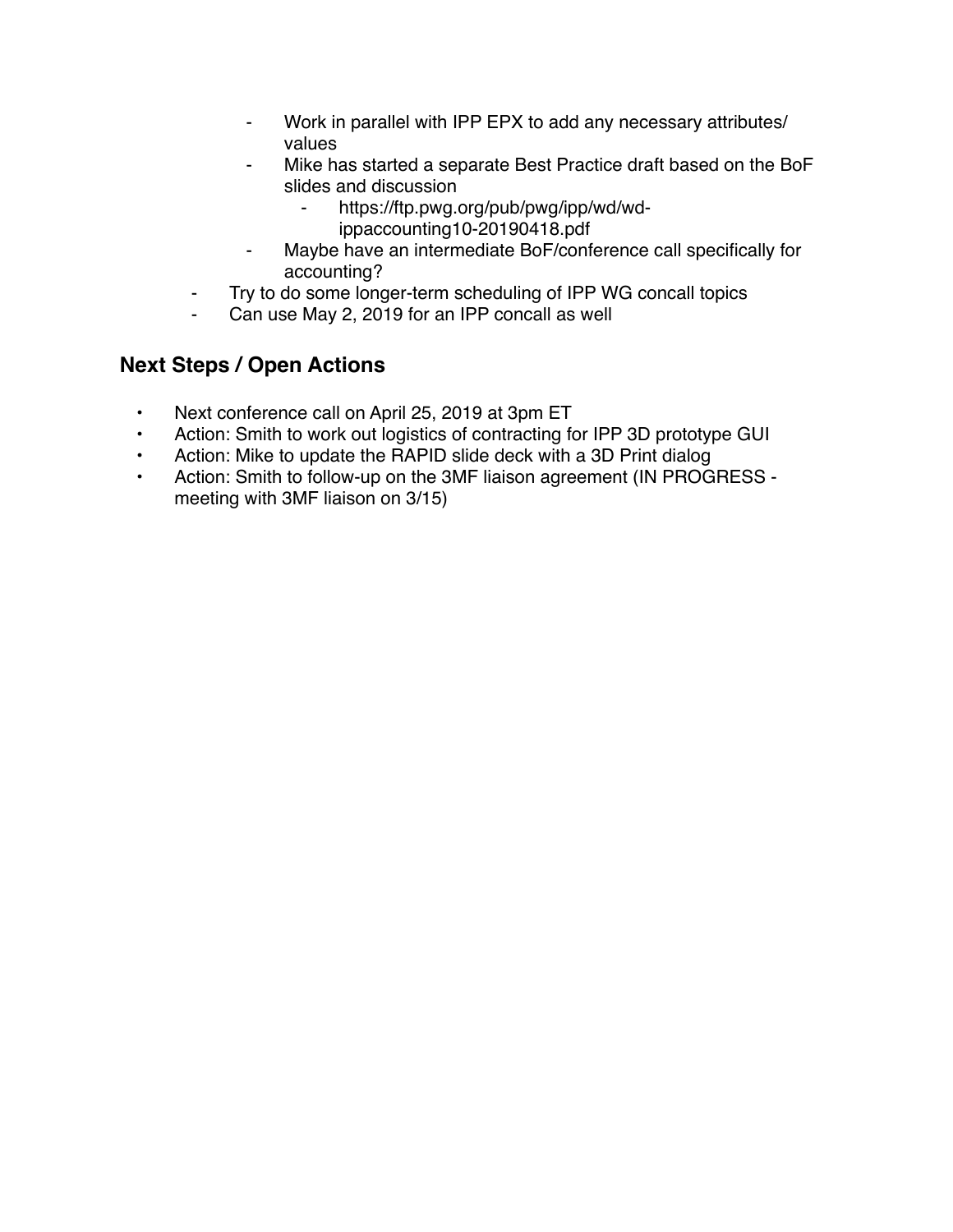- Work in parallel with IPP EPX to add any necessary attributes/values
        - Mike has started a separate Best Practice draft based on the BoF slides and discussion
            - https://ftp.pwg.org/pub/pwg/ipp/wd/wd-ippaccounting10-20190418.pdf
        - Maybe have an intermediate BoF/conference call specifically for accounting?
    - Try to do some longer-term scheduling of IPP WG concall topics
    - Can use May 2, 2019 for an IPP concall as well

## Next Steps / Open Actions

- Next conference call on April 25, 2019 at 3pm ET
- Action: Smith to work out logistics of contracting for IPP 3D prototype GUI
- Action: Mike to update the RAPID slide deck with a 3D Print dialog
- Action: Smith to follow-up on the 3MF liaison agreement (IN PROGRESS - meeting with 3MF liaison on 3/15)